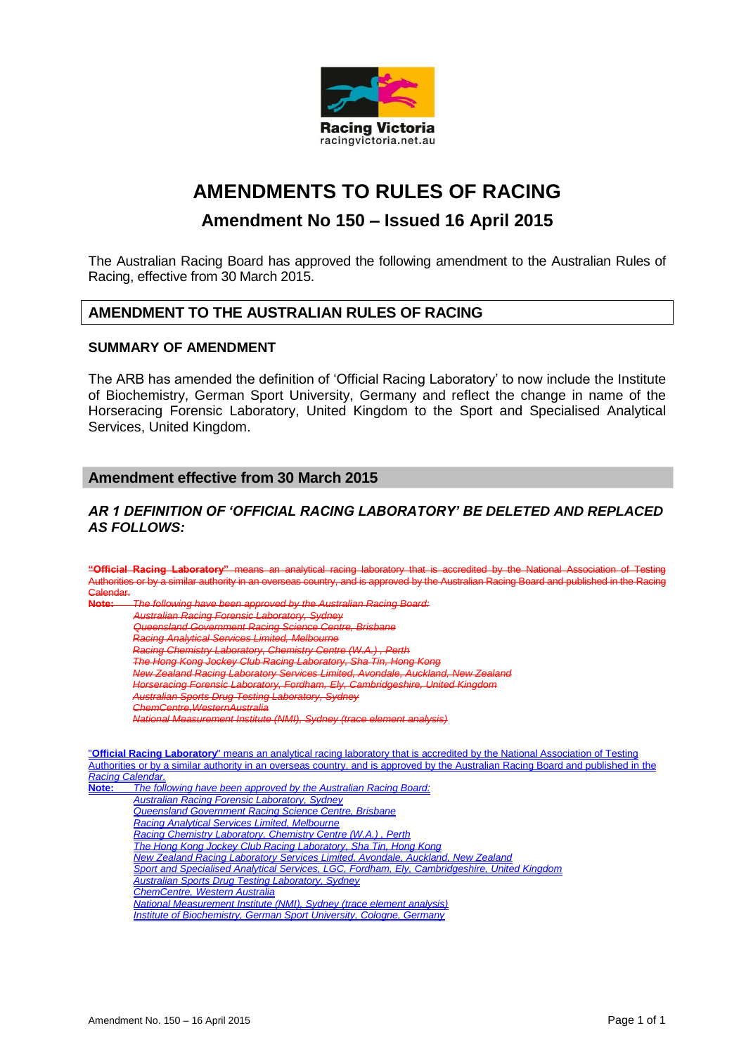Racing Victoria
racingvictoria.net.au

# AMENDMENTS TO RULES OF RACING

## Amendment No 150 – Issued 16 April 2015

The Australian Racing Board has approved the following amendment to the Australian Rules of Racing, effective from 30 March 2015.

## AMENDMENT TO THE AUSTRALIAN RULES OF RACING

### SUMMARY OF AMENDMENT

The ARB has amended the definition of 'Official Racing Laboratory' to now include the Institute of Biochemistry, German Sport University, Germany and reflect the change in name of the Horseracing Forensic Laboratory, United Kingdom to the Sport and Specialised Analytical Services, United Kingdom.

## Amendment effective from 30 March 2015

### *AR 1 DEFINITION OF 'OFFICIAL RACING LABORATORY' BE DELETED AND REPLACED AS FOLLOWS:*

~~**"Official Racing Laboratory"** means an analytical racing laboratory that is accredited by the National Association of Testing Authorities or by a similar authority in an overseas country, and is approved by the Australian Racing Board and published in the Racing Calendar.~~

~~**Note:** *The following have been approved by the Australian Racing Board:*~~
~~*Australian Racing Forensic Laboratory, Sydney*~~
~~*Queensland Government Racing Science Centre, Brisbane*~~
~~*Racing Analytical Services Limited, Melbourne*~~
~~*Racing Chemistry Laboratory, Chemistry Centre (W.A.) , Perth*~~
~~*The Hong Kong Jockey Club Racing Laboratory, Sha Tin, Hong Kong*~~
~~*New Zealand Racing Laboratory Services Limited, Avondale, Auckland, New Zealand*~~
~~*Horseracing Forensic Laboratory, Fordham, Ely, Cambridgeshire, United Kingdom*~~
~~*Australian Sports Drug Testing Laboratory, Sydney*~~
~~*ChemCentre,WesternAustralia*~~
~~*National Measurement Institute (NMI), Sydney (trace element analysis)*~~

"**Official Racing Laboratory**" means an analytical racing laboratory that is accredited by the National Association of Testing Authorities or by a similar authority in an overseas country, and is approved by the Australian Racing Board and published in the *Racing Calendar.*

**Note:** *The following have been approved by the Australian Racing Board:*
*Australian Racing Forensic Laboratory, Sydney*
*Queensland Government Racing Science Centre, Brisbane*
*Racing Analytical Services Limited, Melbourne*
*Racing Chemistry Laboratory, Chemistry Centre (W.A.) , Perth*
*The Hong Kong Jockey Club Racing Laboratory, Sha Tin, Hong Kong*
*New Zealand Racing Laboratory Services Limited, Avondale, Auckland, New Zealand*
*Sport and Specialised Analytical Services, LGC, Fordham, Ely, Cambridgeshire, United Kingdom*
*Australian Sports Drug Testing Laboratory, Sydney*
*ChemCentre, Western Australia*
*National Measurement Institute (NMI), Sydney (trace element analysis)*
*Institute of Biochemistry, German Sport University, Cologne, Germany*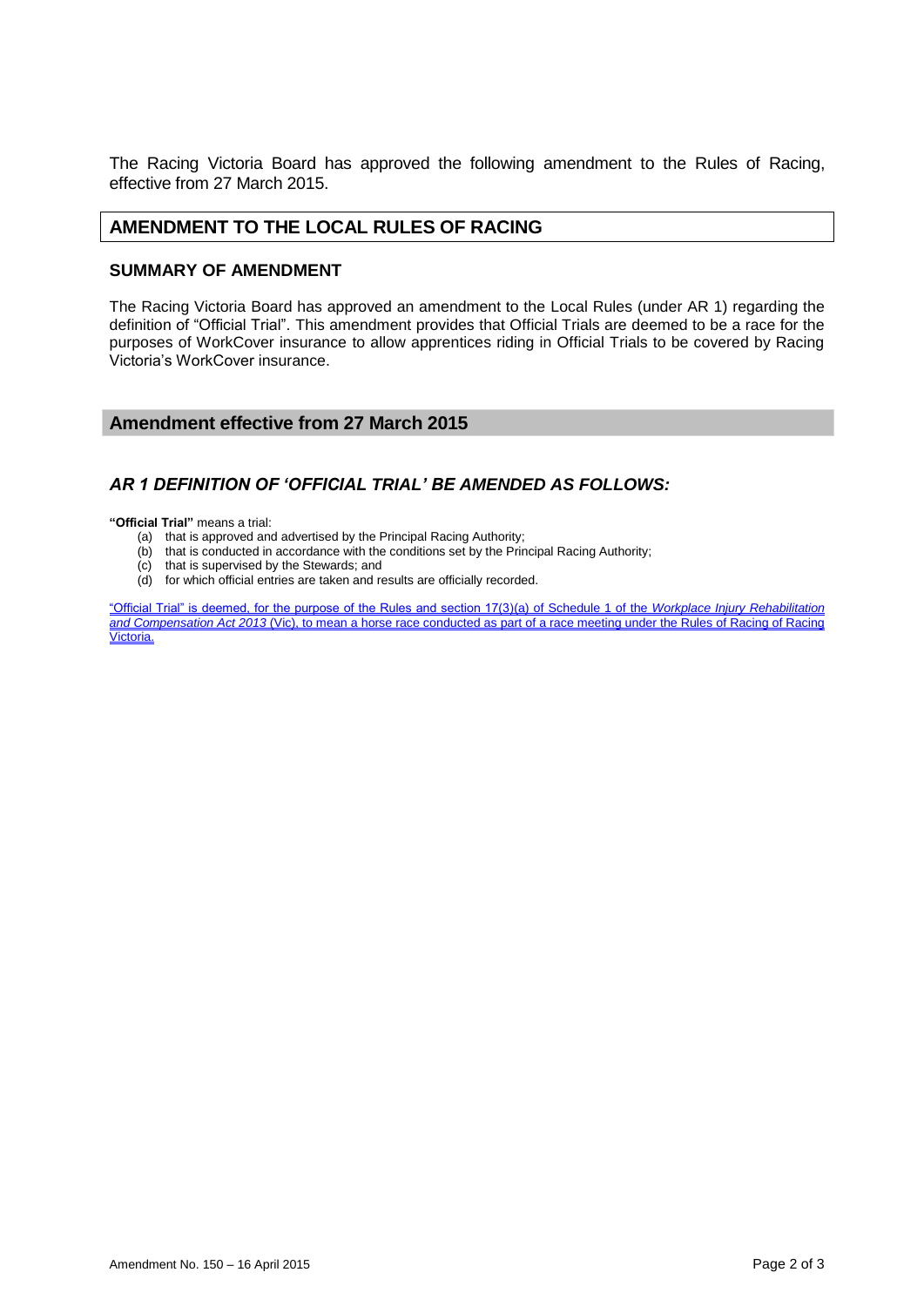The Racing Victoria Board has approved the following amendment to the Rules of Racing, effective from 27 March 2015.

## AMENDMENT TO THE LOCAL RULES OF RACING

### SUMMARY OF AMENDMENT

The Racing Victoria Board has approved an amendment to the Local Rules (under AR 1) regarding the definition of "Official Trial". This amendment provides that Official Trials are deemed to be a race for the purposes of WorkCover insurance to allow apprentices riding in Official Trials to be covered by Racing Victoria's WorkCover insurance.

## Amendment effective from 27 March 2015

### *AR 1 DEFINITION OF 'OFFICIAL TRIAL' BE AMENDED AS FOLLOWS:*

**"Official Trial"** means a trial:

(a) that is approved and advertised by the Principal Racing Authority;
(b) that is conducted in accordance with the conditions set by the Principal Racing Authority;
(c) that is supervised by the Stewards; and
(d) for which official entries are taken and results are officially recorded.

<u>"Official Trial" is deemed, for the purpose of the Rules and section 17(3)(a) of Schedule 1 of the *Workplace Injury Rehabilitation and Compensation Act 2013* (Vic), to mean a horse race conducted as part of a race meeting under the Rules of Racing of Racing Victoria.</u>

Amendment No. 150 – 16 April 2015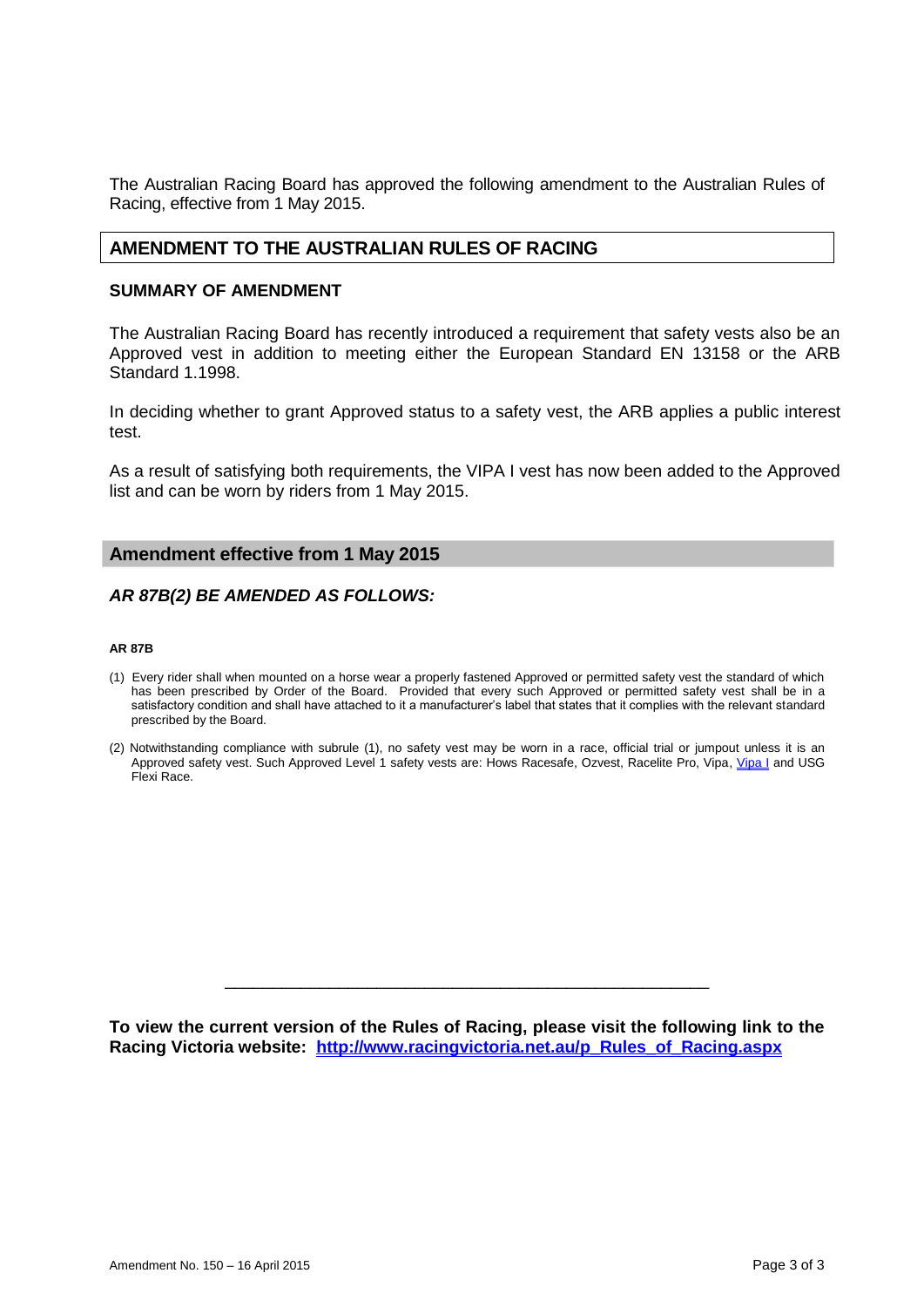The Australian Racing Board has approved the following amendment to the Australian Rules of Racing, effective from 1 May 2015.

## AMENDMENT TO THE AUSTRALIAN RULES OF RACING

### SUMMARY OF AMENDMENT

The Australian Racing Board has recently introduced a requirement that safety vests also be an Approved vest in addition to meeting either the European Standard EN 13158 or the ARB Standard 1.1998.

In deciding whether to grant Approved status to a safety vest, the ARB applies a public interest test.

As a result of satisfying both requirements, the VIPA I vest has now been added to the Approved list and can be worn by riders from 1 May 2015.

## Amendment effective from 1 May 2015

### *AR 87B(2) BE AMENDED AS FOLLOWS:*

**AR 87B**

(1) Every rider shall when mounted on a horse wear a properly fastened Approved or permitted safety vest the standard of which has been prescribed by Order of the Board. Provided that every such Approved or permitted safety vest shall be in a satisfactory condition and shall have attached to it a manufacturer's label that states that it complies with the relevant standard prescribed by the Board.

(2) Notwithstanding compliance with subrule (1), no safety vest may be worn in a race, official trial or jumpout unless it is an Approved safety vest. Such Approved Level 1 safety vests are: Hows Racesafe, Ozvest, Racelite Pro, Vipa, Vipa I and USG Flexi Race.

---

**To view the current version of the Rules of Racing, please visit the following link to the Racing Victoria website: http://www.racingvictoria.net.au/p_Rules_of_Racing.aspx**

Amendment No. 150 – 16 April 2015